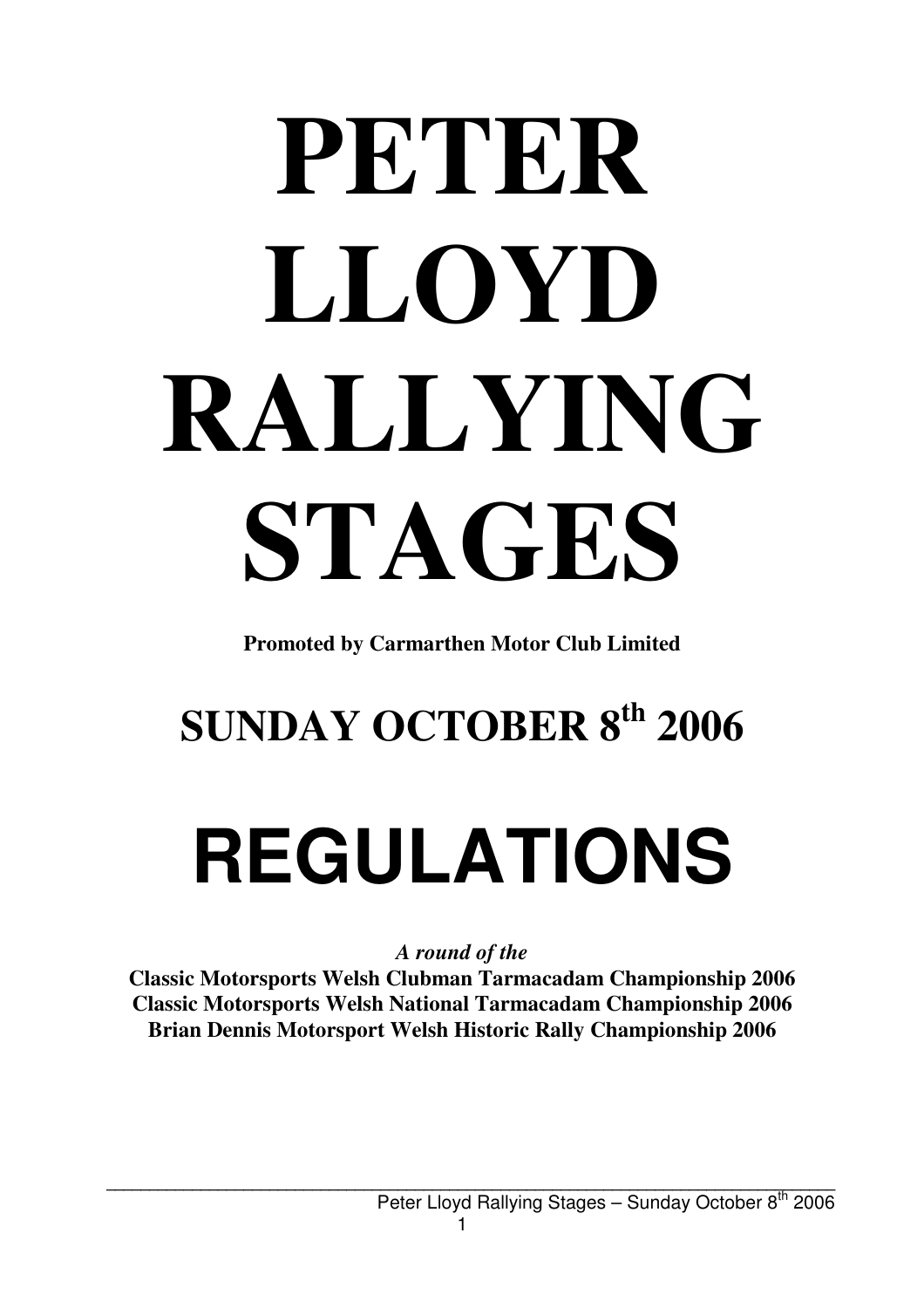# PETER LLOYD RALLYING STAGES

**Promoted by Carmarthen Motor Club Limited**

## SUNDAY OCTOBER 8th 2006

# REGULATIONS

***A round of the***

**Classic Motorsports Welsh Clubman Tarmacadam Championship 2006**
**Classic Motorsports Welsh National Tarmacadam Championship 2006**
**Brian Dennis Motorsport Welsh Historic Rally Championship 2006**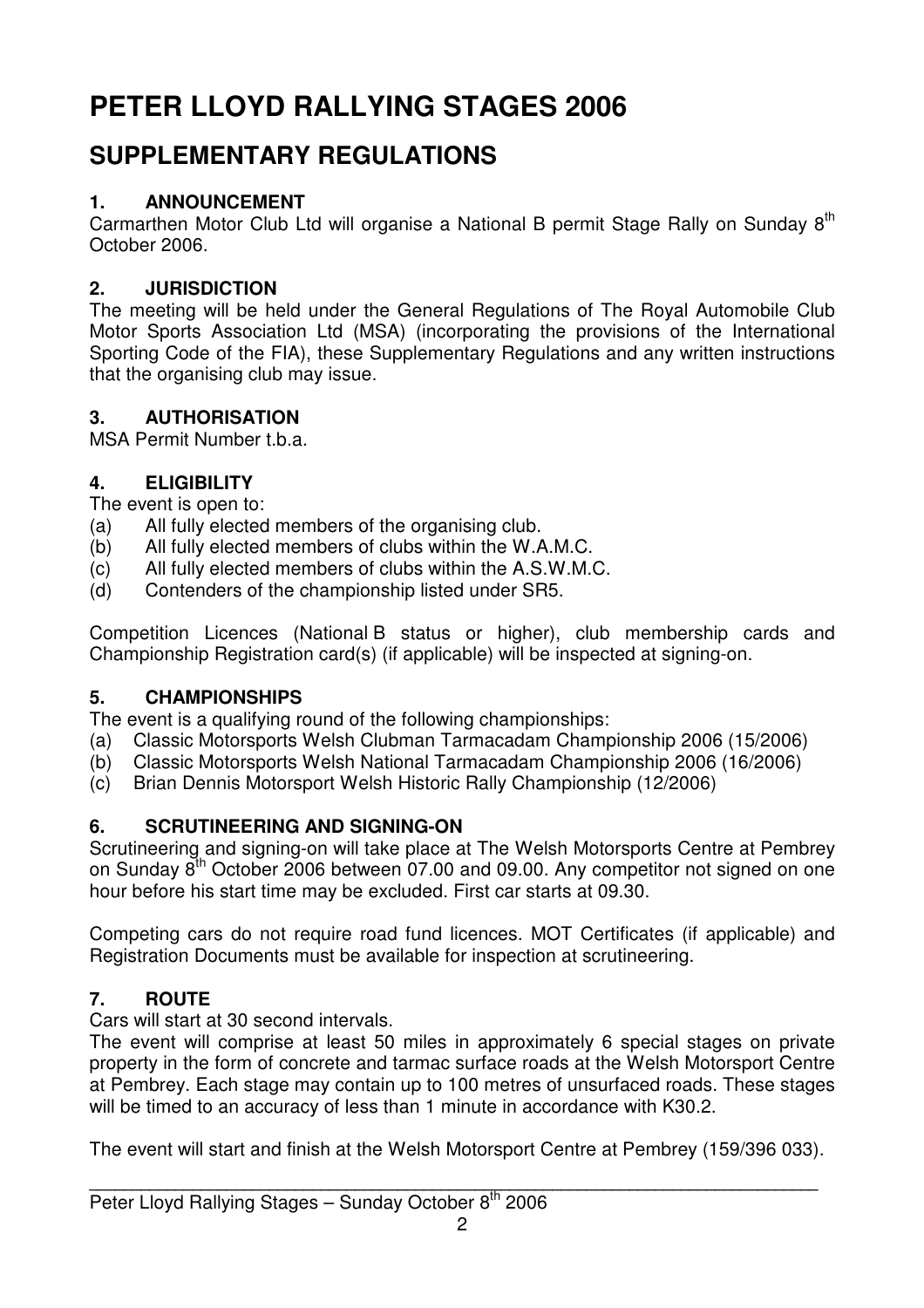# PETER LLOYD RALLYING STAGES 2006

## SUPPLEMENTARY REGULATIONS

### 1. ANNOUNCEMENT

Carmarthen Motor Club Ltd will organise a National B permit Stage Rally on Sunday 8th October 2006.

### 2. JURISDICTION

The meeting will be held under the General Regulations of The Royal Automobile Club Motor Sports Association Ltd (MSA) (incorporating the provisions of the International Sporting Code of the FIA), these Supplementary Regulations and any written instructions that the organising club may issue.

### 3. AUTHORISATION

MSA Permit Number t.b.a.

### 4. ELIGIBILITY

The event is open to:

(a) All fully elected members of the organising club.
(b) All fully elected members of clubs within the W.A.M.C.
(c) All fully elected members of clubs within the A.S.W.M.C.
(d) Contenders of the championship listed under SR5.

Competition Licences (National B status or higher), club membership cards and Championship Registration card(s) (if applicable) will be inspected at signing-on.

### 5. CHAMPIONSHIPS

The event is a qualifying round of the following championships:

(a) Classic Motorsports Welsh Clubman Tarmacadam Championship 2006 (15/2006)
(b) Classic Motorsports Welsh National Tarmacadam Championship 2006 (16/2006)
(c) Brian Dennis Motorsport Welsh Historic Rally Championship (12/2006)

### 6. SCRUTINEERING AND SIGNING-ON

Scrutineering and signing-on will take place at The Welsh Motorsports Centre at Pembrey on Sunday 8th October 2006 between 07.00 and 09.00. Any competitor not signed on one hour before his start time may be excluded. First car starts at 09.30.

Competing cars do not require road fund licences. MOT Certificates (if applicable) and Registration Documents must be available for inspection at scrutineering.

### 7. ROUTE

Cars will start at 30 second intervals.
The event will comprise at least 50 miles in approximately 6 special stages on private property in the form of concrete and tarmac surface roads at the Welsh Motorsport Centre at Pembrey. Each stage may contain up to 100 metres of unsurfaced roads. These stages will be timed to an accuracy of less than 1 minute in accordance with K30.2.

The event will start and finish at the Welsh Motorsport Centre at Pembrey (159/396 033).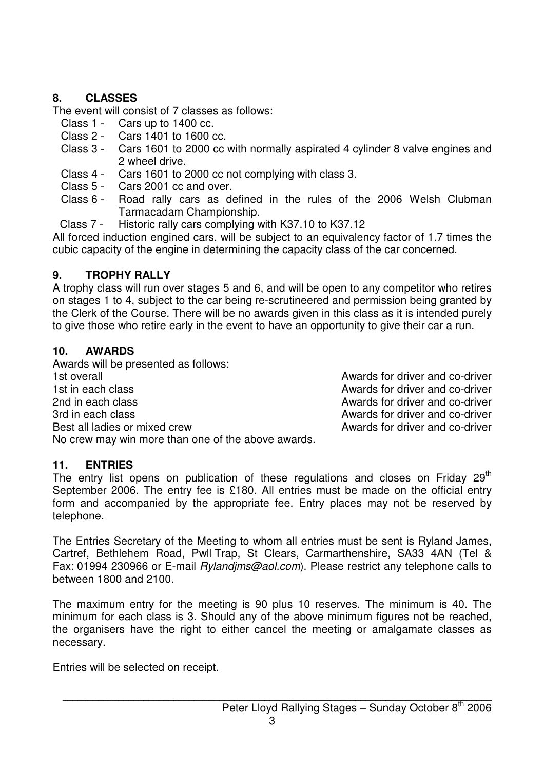## 8. CLASSES

The event will consist of 7 classes as follows:

- Class 1 - Cars up to 1400 cc.
- Class 2 - Cars 1401 to 1600 cc.
- Class 3 - Cars 1601 to 2000 cc with normally aspirated 4 cylinder 8 valve engines and 2 wheel drive.
- Class 4 - Cars 1601 to 2000 cc not complying with class 3.
- Class 5 - Cars 2001 cc and over.
- Class 6 - Road rally cars as defined in the rules of the 2006 Welsh Clubman Tarmacadam Championship.
- Class 7 - Historic rally cars complying with K37.10 to K37.12

All forced induction engined cars, will be subject to an equivalency factor of 1.7 times the cubic capacity of the engine in determining the capacity class of the car concerned.

## 9. TROPHY RALLY

A trophy class will run over stages 5 and 6, and will be open to any competitor who retires on stages 1 to 4, subject to the car being re-scrutineered and permission being granted by the Clerk of the Course. There will be no awards given in this class as it is intended purely to give those who retire early in the event to have an opportunity to give their car a run.

## 10. AWARDS

Awards will be presented as follows:

| | |
|---|---|
| 1st overall | Awards for driver and co-driver |
| 1st in each class | Awards for driver and co-driver |
| 2nd in each class | Awards for driver and co-driver |
| 3rd in each class | Awards for driver and co-driver |
| Best all ladies or mixed crew | Awards for driver and co-driver |

No crew may win more than one of the above awards.

## 11. ENTRIES

The entry list opens on publication of these regulations and closes on Friday 29th September 2006. The entry fee is £180. All entries must be made on the official entry form and accompanied by the appropriate fee. Entry places may not be reserved by telephone.

The Entries Secretary of the Meeting to whom all entries must be sent is Ryland James, Cartref, Bethlehem Road, Pwll Trap, St Clears, Carmarthenshire, SA33 4AN (Tel & Fax: 01994 230966 or E-mail *Rylandjms@aol.com*). Please restrict any telephone calls to between 1800 and 2100.

The maximum entry for the meeting is 90 plus 10 reserves. The minimum is 40. The minimum for each class is 3. Should any of the above minimum figures not be reached, the organisers have the right to either cancel the meeting or amalgamate classes as necessary.

Entries will be selected on receipt.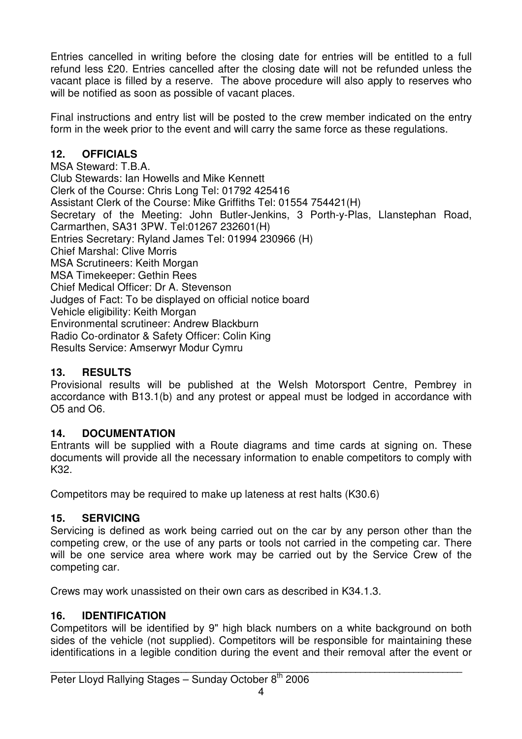Entries cancelled in writing before the closing date for entries will be entitled to a full refund less £20. Entries cancelled after the closing date will not be refunded unless the vacant place is filled by a reserve. The above procedure will also apply to reserves who will be notified as soon as possible of vacant places.

Final instructions and entry list will be posted to the crew member indicated on the entry form in the week prior to the event and will carry the same force as these regulations.

## 12. OFFICIALS

MSA Steward: T.B.A.
Club Stewards: Ian Howells and Mike Kennett
Clerk of the Course: Chris Long Tel: 01792 425416
Assistant Clerk of the Course: Mike Griffiths Tel: 01554 754421(H)
Secretary of the Meeting: John Butler-Jenkins, 3 Porth-y-Plas, Llanstephan Road, Carmarthen, SA31 3PW. Tel:01267 232601(H)
Entries Secretary: Ryland James Tel: 01994 230966 (H)
Chief Marshal: Clive Morris
MSA Scrutineers: Keith Morgan
MSA Timekeeper: Gethin Rees
Chief Medical Officer: Dr A. Stevenson
Judges of Fact: To be displayed on official notice board
Vehicle eligibility: Keith Morgan
Environmental scrutineer: Andrew Blackburn
Radio Co-ordinator & Safety Officer: Colin King
Results Service: Amserwyr Modur Cymru

## 13. RESULTS

Provisional results will be published at the Welsh Motorsport Centre, Pembrey in accordance with B13.1(b) and any protest or appeal must be lodged in accordance with O5 and O6.

## 14. DOCUMENTATION

Entrants will be supplied with a Route diagrams and time cards at signing on. These documents will provide all the necessary information to enable competitors to comply with K32.

Competitors may be required to make up lateness at rest halts (K30.6)

## 15. SERVICING

Servicing is defined as work being carried out on the car by any person other than the competing crew, or the use of any parts or tools not carried in the competing car. There will be one service area where work may be carried out by the Service Crew of the competing car.

Crews may work unassisted on their own cars as described in K34.1.3.

## 16. IDENTIFICATION

Competitors will be identified by 9" high black numbers on a white background on both sides of the vehicle (not supplied). Competitors will be responsible for maintaining these identifications in a legible condition during the event and their removal after the event or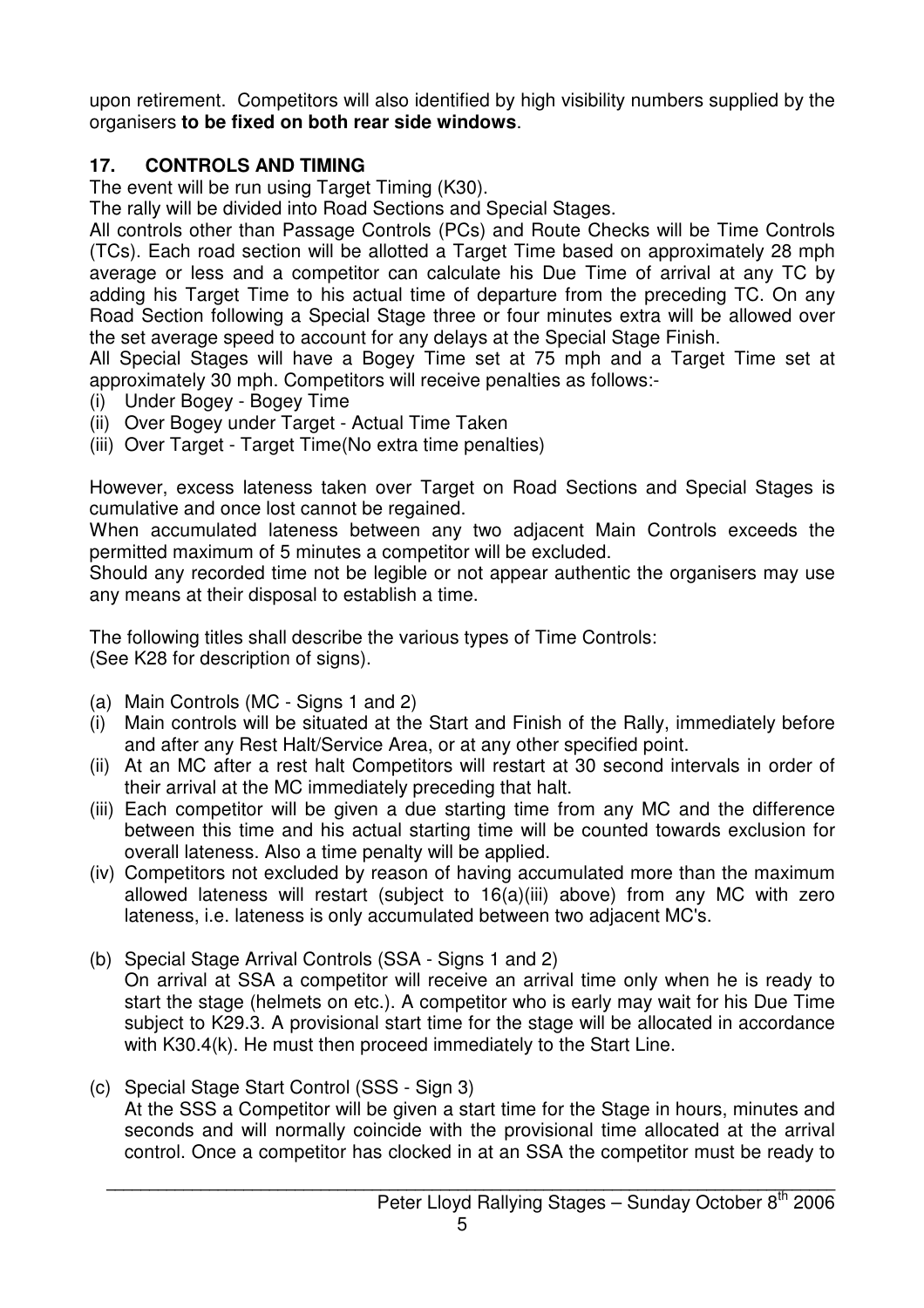upon retirement. Competitors will also identified by high visibility numbers supplied by the organisers **to be fixed on both rear side windows**.

## 17. CONTROLS AND TIMING

The event will be run using Target Timing (K30).

The rally will be divided into Road Sections and Special Stages.

All controls other than Passage Controls (PCs) and Route Checks will be Time Controls (TCs). Each road section will be allotted a Target Time based on approximately 28 mph average or less and a competitor can calculate his Due Time of arrival at any TC by adding his Target Time to his actual time of departure from the preceding TC. On any Road Section following a Special Stage three or four minutes extra will be allowed over the set average speed to account for any delays at the Special Stage Finish.

All Special Stages will have a Bogey Time set at 75 mph and a Target Time set at approximately 30 mph. Competitors will receive penalties as follows:-

(i) Under Bogey - Bogey Time
(ii) Over Bogey under Target - Actual Time Taken
(iii) Over Target - Target Time(No extra time penalties)

However, excess lateness taken over Target on Road Sections and Special Stages is cumulative and once lost cannot be regained.

When accumulated lateness between any two adjacent Main Controls exceeds the permitted maximum of 5 minutes a competitor will be excluded.

Should any recorded time not be legible or not appear authentic the organisers may use any means at their disposal to establish a time.

The following titles shall describe the various types of Time Controls:
(See K28 for description of signs).

(a) Main Controls (MC - Signs 1 and 2)

(i) Main controls will be situated at the Start and Finish of the Rally, immediately before and after any Rest Halt/Service Area, or at any other specified point.
(ii) At an MC after a rest halt Competitors will restart at 30 second intervals in order of their arrival at the MC immediately preceding that halt.
(iii) Each competitor will be given a due starting time from any MC and the difference between this time and his actual starting time will be counted towards exclusion for overall lateness. Also a time penalty will be applied.
(iv) Competitors not excluded by reason of having accumulated more than the maximum allowed lateness will restart (subject to 16(a)(iii) above) from any MC with zero lateness, i.e. lateness is only accumulated between two adjacent MC's.

(b) Special Stage Arrival Controls (SSA - Signs 1 and 2)
On arrival at SSA a competitor will receive an arrival time only when he is ready to start the stage (helmets on etc.). A competitor who is early may wait for his Due Time subject to K29.3. A provisional start time for the stage will be allocated in accordance with K30.4(k). He must then proceed immediately to the Start Line.

(c) Special Stage Start Control (SSS - Sign 3)
At the SSS a Competitor will be given a start time for the Stage in hours, minutes and seconds and will normally coincide with the provisional time allocated at the arrival control. Once a competitor has clocked in at an SSA the competitor must be ready to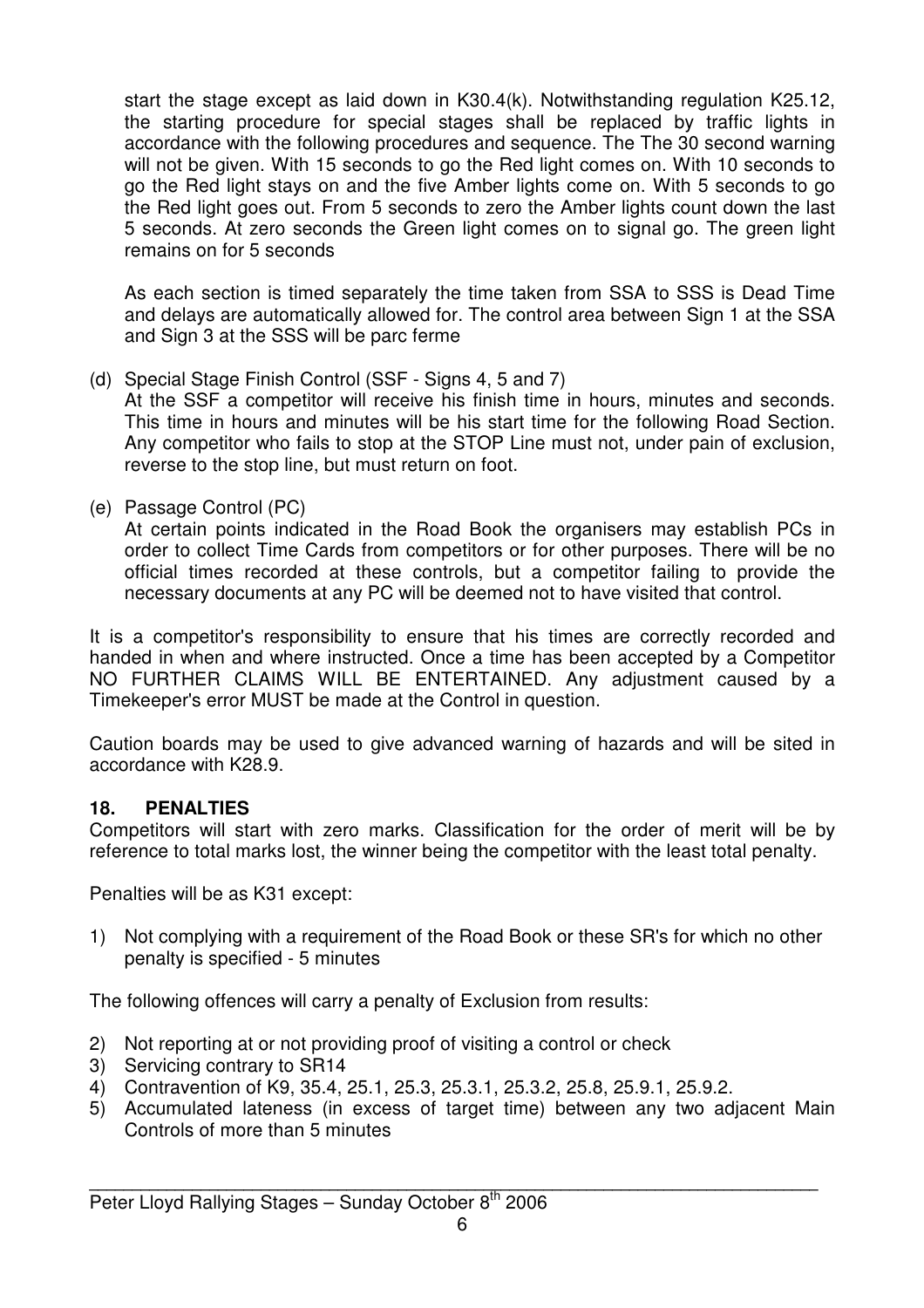start the stage except as laid down in K30.4(k). Notwithstanding regulation K25.12, the starting procedure for special stages shall be replaced by traffic lights in accordance with the following procedures and sequence. The The 30 second warning will not be given. With 15 seconds to go the Red light comes on. With 10 seconds to go the Red light stays on and the five Amber lights come on. With 5 seconds to go the Red light goes out. From 5 seconds to zero the Amber lights count down the last 5 seconds. At zero seconds the Green light comes on to signal go. The green light remains on for 5 seconds

As each section is timed separately the time taken from SSA to SSS is Dead Time and delays are automatically allowed for. The control area between Sign 1 at the SSA and Sign 3 at the SSS will be parc ferme

(d) Special Stage Finish Control (SSF - Signs 4, 5 and 7)
At the SSF a competitor will receive his finish time in hours, minutes and seconds. This time in hours and minutes will be his start time for the following Road Section. Any competitor who fails to stop at the STOP Line must not, under pain of exclusion, reverse to the stop line, but must return on foot.

(e) Passage Control (PC)
At certain points indicated in the Road Book the organisers may establish PCs in order to collect Time Cards from competitors or for other purposes. There will be no official times recorded at these controls, but a competitor failing to provide the necessary documents at any PC will be deemed not to have visited that control.

It is a competitor's responsibility to ensure that his times are correctly recorded and handed in when and where instructed. Once a time has been accepted by a Competitor NO FURTHER CLAIMS WILL BE ENTERTAINED. Any adjustment caused by a Timekeeper's error MUST be made at the Control in question.

Caution boards may be used to give advanced warning of hazards and will be sited in accordance with K28.9.

## 18. PENALTIES

Competitors will start with zero marks. Classification for the order of merit will be by reference to total marks lost, the winner being the competitor with the least total penalty.

Penalties will be as K31 except:

1) Not complying with a requirement of the Road Book or these SR's for which no other penalty is specified - 5 minutes

The following offences will carry a penalty of Exclusion from results:

2) Not reporting at or not providing proof of visiting a control or check
3) Servicing contrary to SR14
4) Contravention of K9, 35.4, 25.1, 25.3, 25.3.1, 25.3.2, 25.8, 25.9.1, 25.9.2.
5) Accumulated lateness (in excess of target time) between any two adjacent Main Controls of more than 5 minutes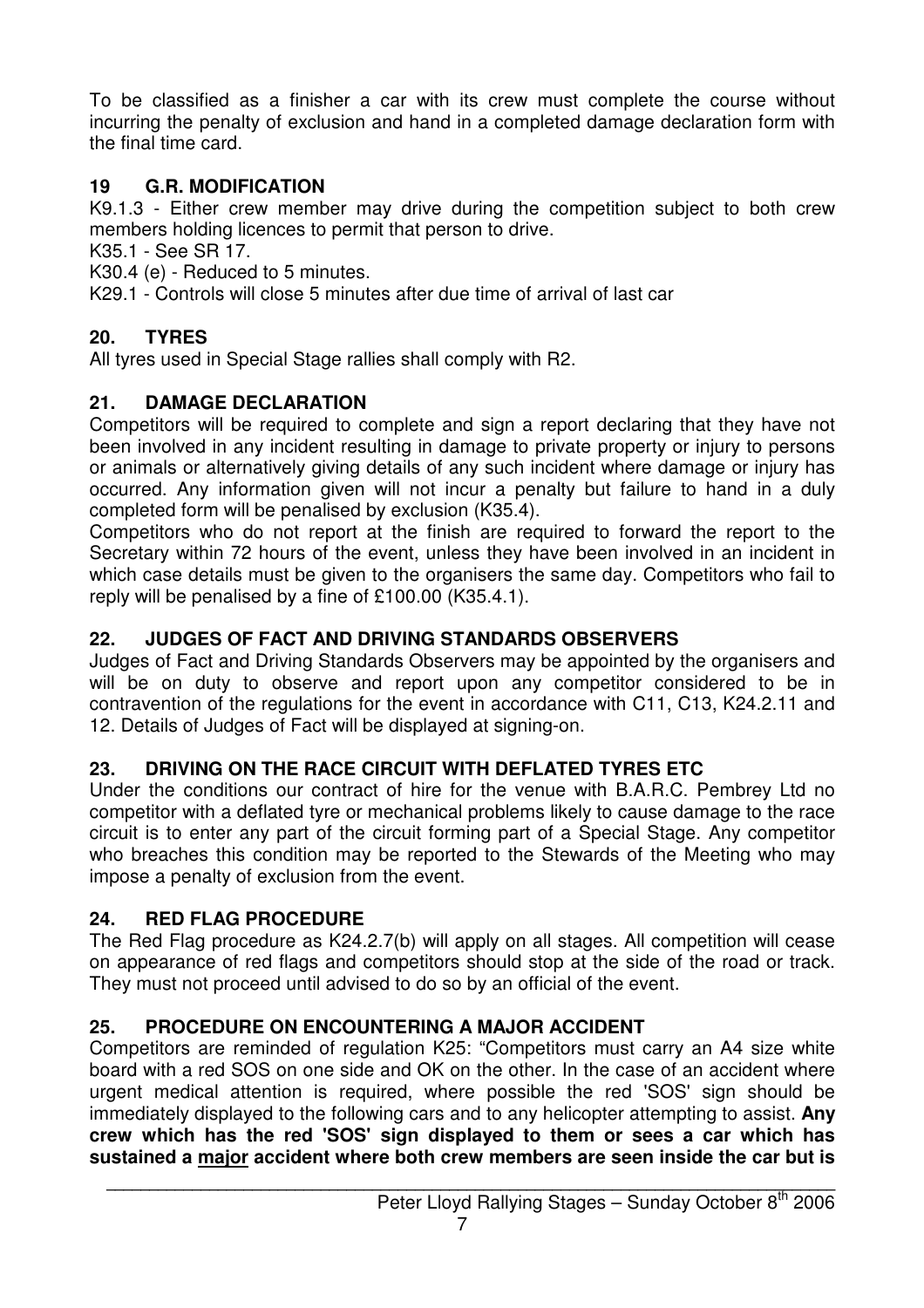To be classified as a finisher a car with its crew must complete the course without incurring the penalty of exclusion and hand in a completed damage declaration form with the final time card.

## 19 G.R. MODIFICATION

K9.1.3 - Either crew member may drive during the competition subject to both crew members holding licences to permit that person to drive.
K35.1 - See SR 17.
K30.4 (e) - Reduced to 5 minutes.
K29.1 - Controls will close 5 minutes after due time of arrival of last car

## 20. TYRES

All tyres used in Special Stage rallies shall comply with R2.

## 21. DAMAGE DECLARATION

Competitors will be required to complete and sign a report declaring that they have not been involved in any incident resulting in damage to private property or injury to persons or animals or alternatively giving details of any such incident where damage or injury has occurred. Any information given will not incur a penalty but failure to hand in a duly completed form will be penalised by exclusion (K35.4).

Competitors who do not report at the finish are required to forward the report to the Secretary within 72 hours of the event, unless they have been involved in an incident in which case details must be given to the organisers the same day. Competitors who fail to reply will be penalised by a fine of £100.00 (K35.4.1).

## 22. JUDGES OF FACT AND DRIVING STANDARDS OBSERVERS

Judges of Fact and Driving Standards Observers may be appointed by the organisers and will be on duty to observe and report upon any competitor considered to be in contravention of the regulations for the event in accordance with C11, C13, K24.2.11 and 12. Details of Judges of Fact will be displayed at signing-on.

## 23. DRIVING ON THE RACE CIRCUIT WITH DEFLATED TYRES ETC

Under the conditions our contract of hire for the venue with B.A.R.C. Pembrey Ltd no competitor with a deflated tyre or mechanical problems likely to cause damage to the race circuit is to enter any part of the circuit forming part of a Special Stage. Any competitor who breaches this condition may be reported to the Stewards of the Meeting who may impose a penalty of exclusion from the event.

## 24. RED FLAG PROCEDURE

The Red Flag procedure as K24.2.7(b) will apply on all stages. All competition will cease on appearance of red flags and competitors should stop at the side of the road or track. They must not proceed until advised to do so by an official of the event.

## 25. PROCEDURE ON ENCOUNTERING A MAJOR ACCIDENT

Competitors are reminded of regulation K25: "Competitors must carry an A4 size white board with a red SOS on one side and OK on the other. In the case of an accident where urgent medical attention is required, where possible the red 'SOS' sign should be immediately displayed to the following cars and to any helicopter attempting to assist. **Any crew which has the red 'SOS' sign displayed to them or sees a car which has sustained a <u>major</u> accident where both crew members are seen inside the car but is**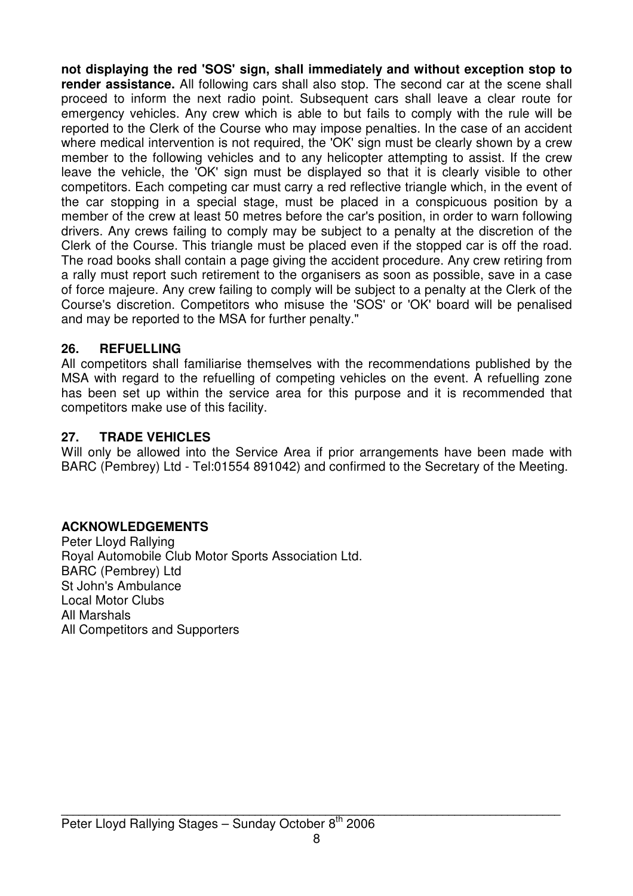**not displaying the red 'SOS' sign, shall immediately and without exception stop to render assistance.** All following cars shall also stop. The second car at the scene shall proceed to inform the next radio point. Subsequent cars shall leave a clear route for emergency vehicles. Any crew which is able to but fails to comply with the rule will be reported to the Clerk of the Course who may impose penalties. In the case of an accident where medical intervention is not required, the 'OK' sign must be clearly shown by a crew member to the following vehicles and to any helicopter attempting to assist. If the crew leave the vehicle, the 'OK' sign must be displayed so that it is clearly visible to other competitors. Each competing car must carry a red reflective triangle which, in the event of the car stopping in a special stage, must be placed in a conspicuous position by a member of the crew at least 50 metres before the car's position, in order to warn following drivers. Any crews failing to comply may be subject to a penalty at the discretion of the Clerk of the Course. This triangle must be placed even if the stopped car is off the road. The road books shall contain a page giving the accident procedure. Any crew retiring from a rally must report such retirement to the organisers as soon as possible, save in a case of force majeure. Any crew failing to comply will be subject to a penalty at the Clerk of the Course's discretion. Competitors who misuse the 'SOS' or 'OK' board will be penalised and may be reported to the MSA for further penalty."

## 26. REFUELLING

All competitors shall familiarise themselves with the recommendations published by the MSA with regard to the refuelling of competing vehicles on the event. A refuelling zone has been set up within the service area for this purpose and it is recommended that competitors make use of this facility.

## 27. TRADE VEHICLES

Will only be allowed into the Service Area if prior arrangements have been made with BARC (Pembrey) Ltd - Tel:01554 891042) and confirmed to the Secretary of the Meeting.

## ACKNOWLEDGEMENTS

Peter Lloyd Rallying
Royal Automobile Club Motor Sports Association Ltd.
BARC (Pembrey) Ltd
St John's Ambulance
Local Motor Clubs
All Marshals
All Competitors and Supporters